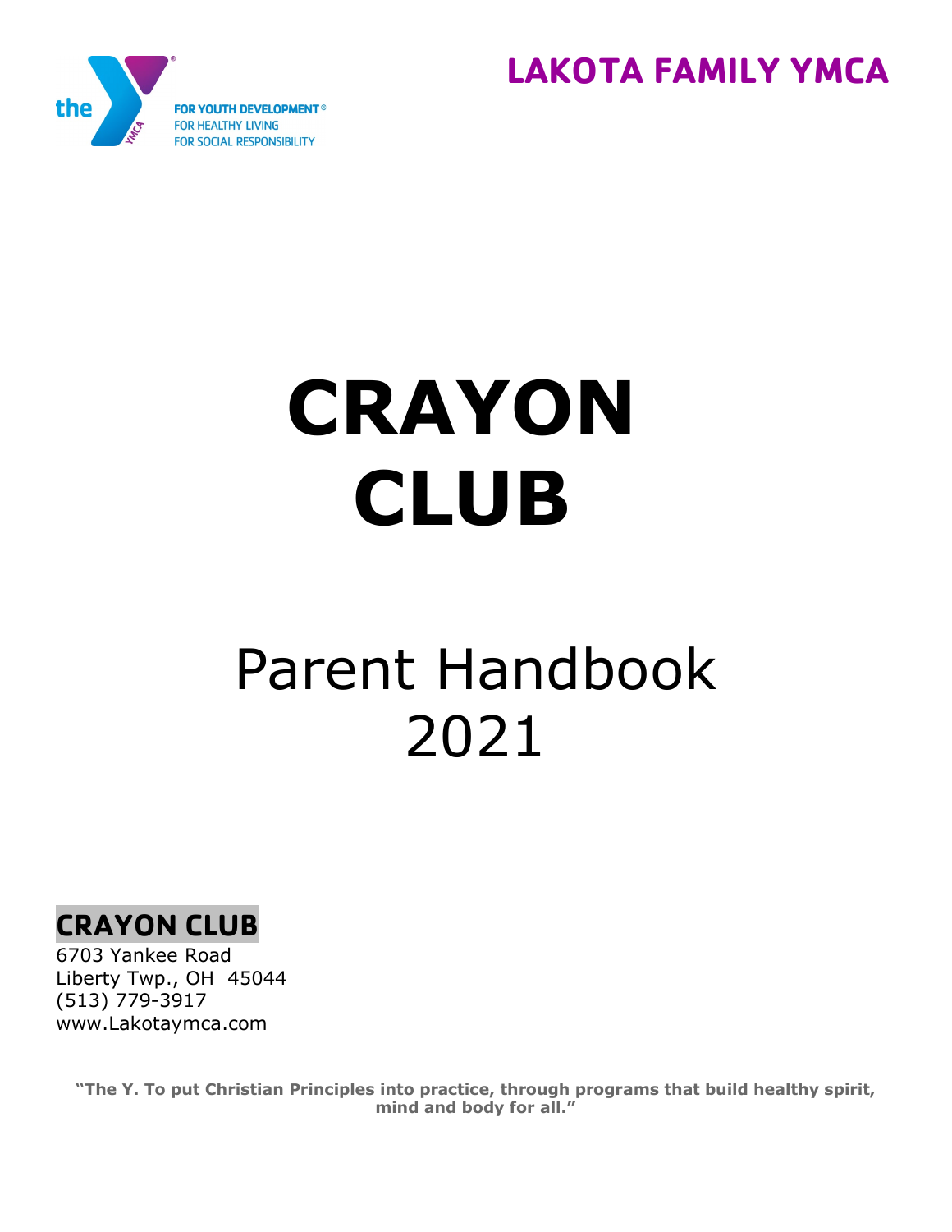the

FOR YOUTH DEVELOPMENT®
FOR HEALTHY LIVING
FOR SOCIAL RESPONSIBILITY

**LAKOTA FAMILY YMCA**

# CRAYON CLUB

## Parent Handbook 2021

**CRAYON CLUB**
6703 Yankee Road
Liberty Twp., OH 45044
(513) 779-3917
www.Lakotaymca.com

**"The Y. To put Christian Principles into practice, through programs that build healthy spirit, mind and body for all."**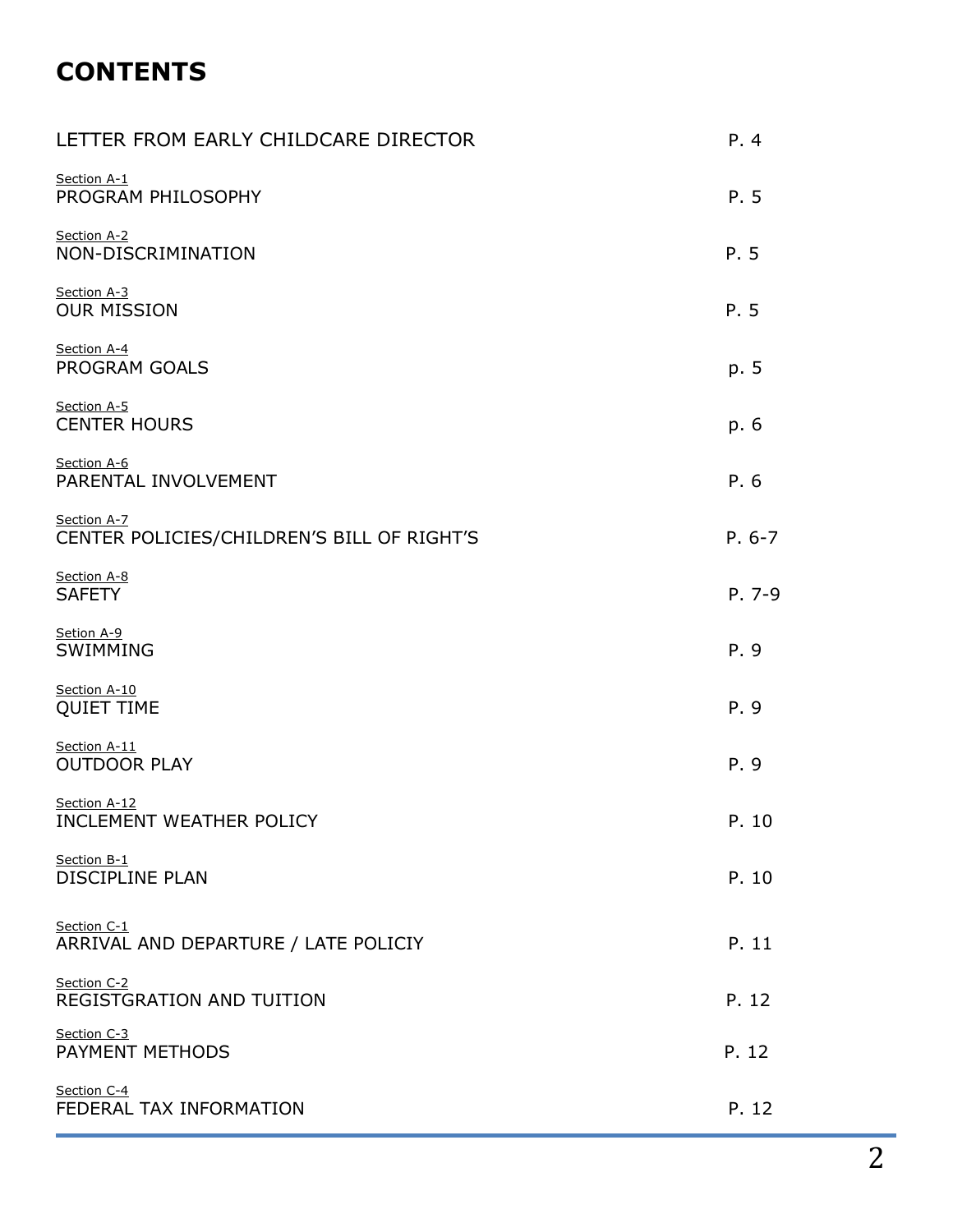# CONTENTS

| | |
|---|---|
| LETTER FROM EARLY CHILDCARE DIRECTOR | P. 4 |
| Section A-1<br>PROGRAM PHILOSOPHY | P. 5 |
| Section A-2<br>NON-DISCRIMINATION | P. 5 |
| Section A-3<br>OUR MISSION | P. 5 |
| Section A-4<br>PROGRAM GOALS | p. 5 |
| Section A-5<br>CENTER HOURS | p. 6 |
| Section A-6<br>PARENTAL INVOLVEMENT | P. 6 |
| Section A-7<br>CENTER POLICIES/CHILDREN'S BILL OF RIGHT'S | P. 6-7 |
| Section A-8<br>SAFETY | P. 7-9 |
| Setion A-9<br>SWIMMING | P. 9 |
| Section A-10<br>QUIET TIME | P. 9 |
| Section A-11<br>OUTDOOR PLAY | P. 9 |
| Section A-12<br>INCLEMENT WEATHER POLICY | P. 10 |
| Section B-1<br>DISCIPLINE PLAN | P. 10 |
| Section C-1<br>ARRIVAL AND DEPARTURE / LATE POLICIY | P. 11 |
| Section C-2<br>REGISTGRATION AND TUITION | P. 12 |
| Section C-3<br>PAYMENT METHODS | P. 12 |
| Section C-4<br>FEDERAL TAX INFORMATION | P. 12 |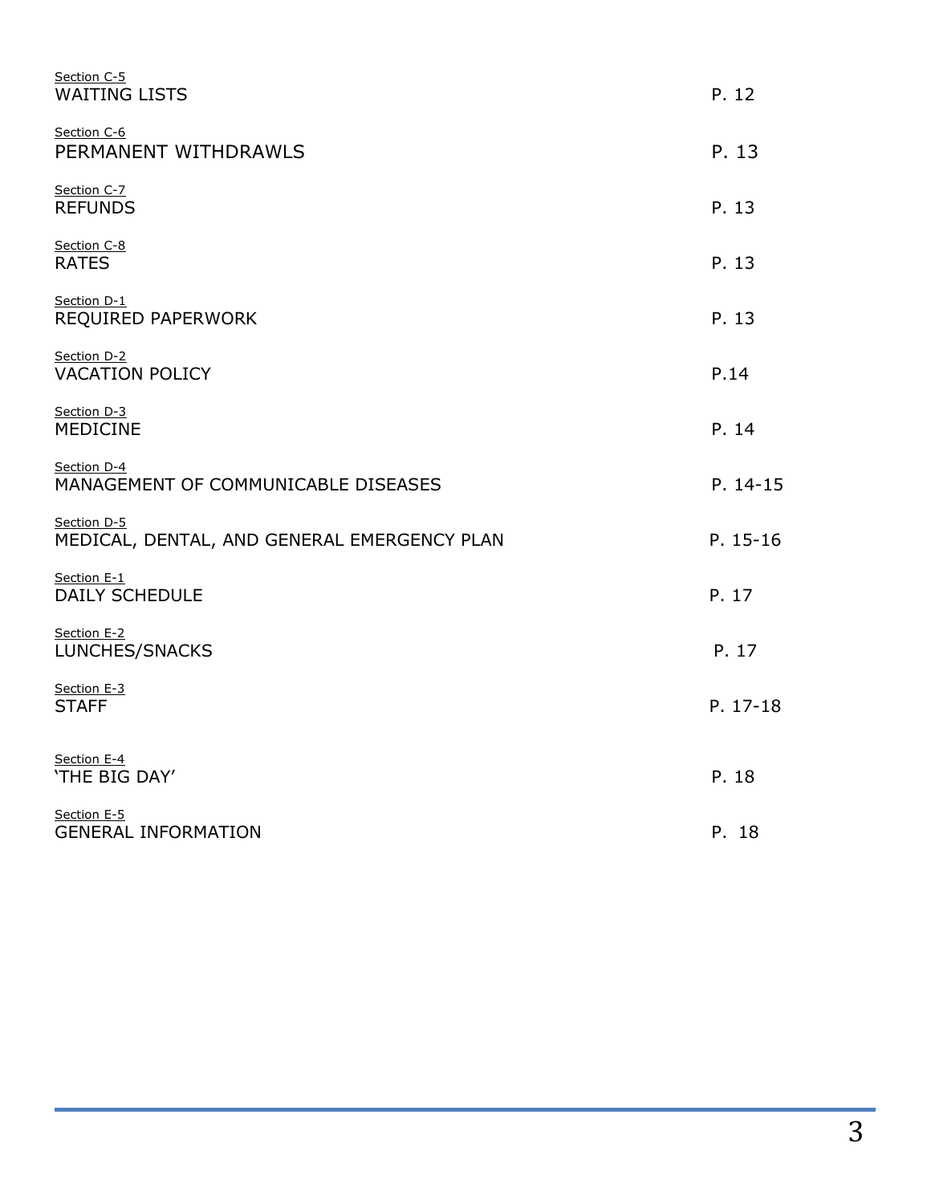| Section | Page |
| --- | --- |
| Section C-5<br>WAITING LISTS | P. 12 |
| Section C-6<br>PERMANENT WITHDRAWLS | P. 13 |
| Section C-7<br>REFUNDS | P. 13 |
| Section C-8<br>RATES | P. 13 |
| Section D-1<br>REQUIRED PAPERWORK | P. 13 |
| Section D-2<br>VACATION POLICY | P.14 |
| Section D-3<br>MEDICINE | P. 14 |
| Section D-4<br>MANAGEMENT OF COMMUNICABLE DISEASES | P. 14-15 |
| Section D-5<br>MEDICAL, DENTAL, AND GENERAL EMERGENCY PLAN | P. 15-16 |
| Section E-1<br>DAILY SCHEDULE | P. 17 |
| Section E-2<br>LUNCHES/SNACKS | P. 17 |
| Section E-3<br>STAFF | P. 17-18 |
| Section E-4<br>'THE BIG DAY' | P. 18 |
| Section E-5<br>GENERAL INFORMATION | P. 18 |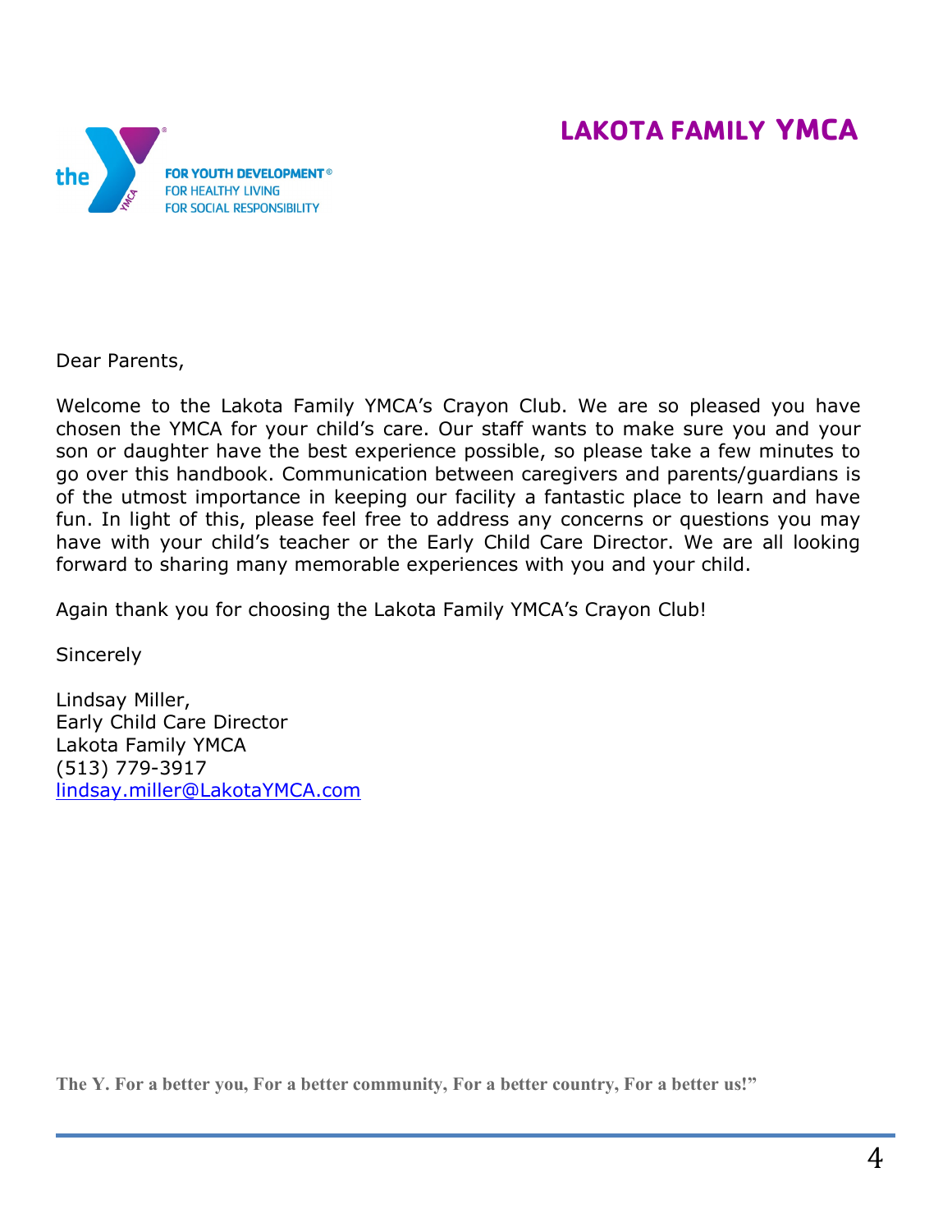# LAKOTA FAMILY YMCA

FOR YOUTH DEVELOPMENT®
FOR HEALTHY LIVING
FOR SOCIAL RESPONSIBILITY

Dear Parents,

Welcome to the Lakota Family YMCA's Crayon Club. We are so pleased you have chosen the YMCA for your child's care. Our staff wants to make sure you and your son or daughter have the best experience possible, so please take a few minutes to go over this handbook. Communication between caregivers and parents/guardians is of the utmost importance in keeping our facility a fantastic place to learn and have fun. In light of this, please feel free to address any concerns or questions you may have with your child's teacher or the Early Child Care Director. We are all looking forward to sharing many memorable experiences with you and your child.

Again thank you for choosing the Lakota Family YMCA's Crayon Club!

Sincerely

Lindsay Miller,
Early Child Care Director
Lakota Family YMCA
(513) 779-3917
lindsay.miller@LakotaYMCA.com

**The Y. For a better you, For a better community, For a better country, For a better us!"**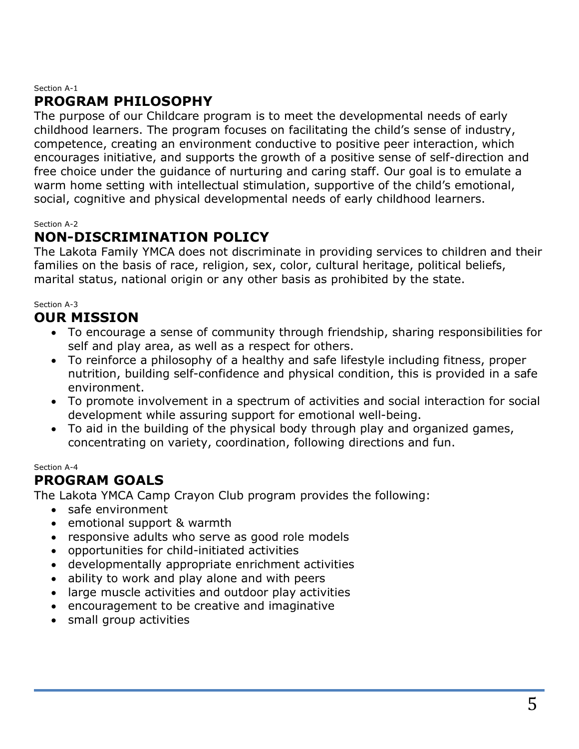Section A-1

## PROGRAM PHILOSOPHY

The purpose of our Childcare program is to meet the developmental needs of early childhood learners. The program focuses on facilitating the child's sense of industry, competence, creating an environment conductive to positive peer interaction, which encourages initiative, and supports the growth of a positive sense of self-direction and free choice under the guidance of nurturing and caring staff. Our goal is to emulate a warm home setting with intellectual stimulation, supportive of the child's emotional, social, cognitive and physical developmental needs of early childhood learners.

Section A-2

## NON-DISCRIMINATION POLICY

The Lakota Family YMCA does not discriminate in providing services to children and their families on the basis of race, religion, sex, color, cultural heritage, political beliefs, marital status, national origin or any other basis as prohibited by the state.

Section A-3

## OUR MISSION

- To encourage a sense of community through friendship, sharing responsibilities for self and play area, as well as a respect for others.
- To reinforce a philosophy of a healthy and safe lifestyle including fitness, proper nutrition, building self-confidence and physical condition, this is provided in a safe environment.
- To promote involvement in a spectrum of activities and social interaction for social development while assuring support for emotional well-being.
- To aid in the building of the physical body through play and organized games, concentrating on variety, coordination, following directions and fun.

Section A-4

## PROGRAM GOALS

The Lakota YMCA Camp Crayon Club program provides the following:

- safe environment
- emotional support & warmth
- responsive adults who serve as good role models
- opportunities for child-initiated activities
- developmentally appropriate enrichment activities
- ability to work and play alone and with peers
- large muscle activities and outdoor play activities
- encouragement to be creative and imaginative
- small group activities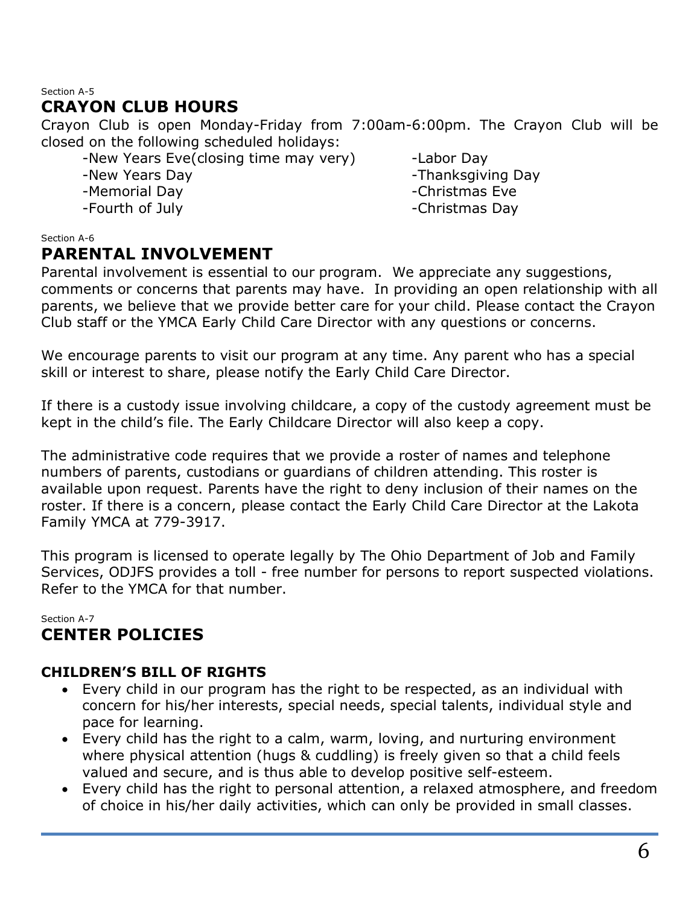Section A-5

## CRAYON CLUB HOURS

Crayon Club is open Monday-Friday from 7:00am-6:00pm. The Crayon Club will be closed on the following scheduled holidays:

- -New Years Eve(closing time may very)
- -New Years Day
- -Memorial Day
- -Fourth of July
- -Labor Day
- -Thanksgiving Day
- -Christmas Eve
- -Christmas Day

Section A-6

## PARENTAL INVOLVEMENT

Parental involvement is essential to our program. We appreciate any suggestions, comments or concerns that parents may have. In providing an open relationship with all parents, we believe that we provide better care for your child. Please contact the Crayon Club staff or the YMCA Early Child Care Director with any questions or concerns.

We encourage parents to visit our program at any time. Any parent who has a special skill or interest to share, please notify the Early Child Care Director.

If there is a custody issue involving childcare, a copy of the custody agreement must be kept in the child's file. The Early Childcare Director will also keep a copy.

The administrative code requires that we provide a roster of names and telephone numbers of parents, custodians or guardians of children attending. This roster is available upon request. Parents have the right to deny inclusion of their names on the roster. If there is a concern, please contact the Early Child Care Director at the Lakota Family YMCA at 779-3917.

This program is licensed to operate legally by The Ohio Department of Job and Family Services, ODJFS provides a toll - free number for persons to report suspected violations. Refer to the YMCA for that number.

Section A-7

## CENTER POLICIES

### CHILDREN'S BILL OF RIGHTS

- Every child in our program has the right to be respected, as an individual with concern for his/her interests, special needs, special talents, individual style and pace for learning.
- Every child has the right to a calm, warm, loving, and nurturing environment where physical attention (hugs & cuddling) is freely given so that a child feels valued and secure, and is thus able to develop positive self-esteem.
- Every child has the right to personal attention, a relaxed atmosphere, and freedom of choice in his/her daily activities, which can only be provided in small classes.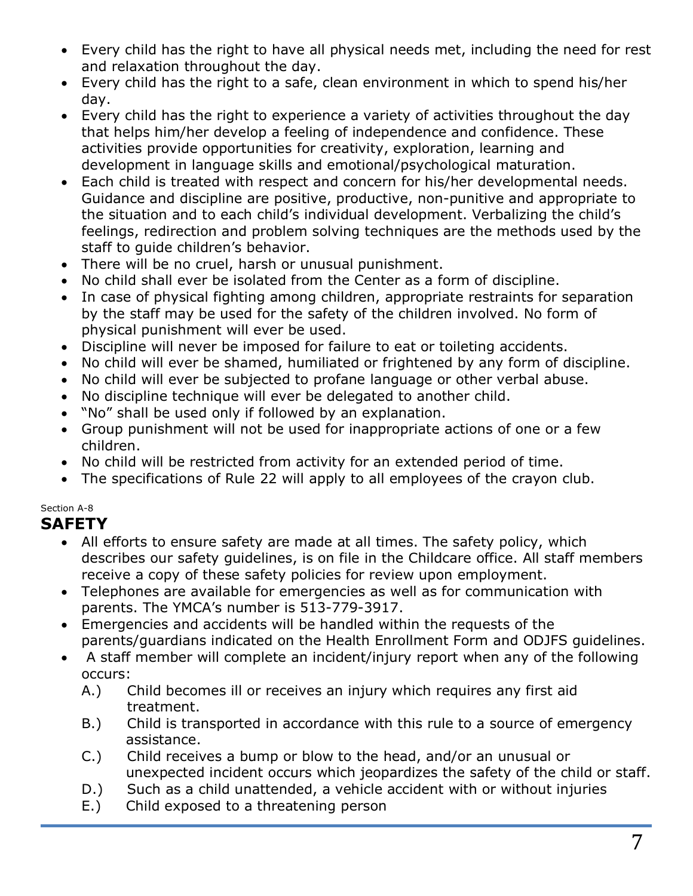- Every child has the right to have all physical needs met, including the need for rest and relaxation throughout the day.
- Every child has the right to a safe, clean environment in which to spend his/her day.
- Every child has the right to experience a variety of activities throughout the day that helps him/her develop a feeling of independence and confidence. These activities provide opportunities for creativity, exploration, learning and development in language skills and emotional/psychological maturation.
- Each child is treated with respect and concern for his/her developmental needs. Guidance and discipline are positive, productive, non-punitive and appropriate to the situation and to each child's individual development. Verbalizing the child's feelings, redirection and problem solving techniques are the methods used by the staff to guide children's behavior.
- There will be no cruel, harsh or unusual punishment.
- No child shall ever be isolated from the Center as a form of discipline.
- In case of physical fighting among children, appropriate restraints for separation by the staff may be used for the safety of the children involved. No form of physical punishment will ever be used.
- Discipline will never be imposed for failure to eat or toileting accidents.
- No child will ever be shamed, humiliated or frightened by any form of discipline.
- No child will ever be subjected to profane language or other verbal abuse.
- No discipline technique will ever be delegated to another child.
- "No" shall be used only if followed by an explanation.
- Group punishment will not be used for inappropriate actions of one or a few children.
- No child will be restricted from activity for an extended period of time.
- The specifications of Rule 22 will apply to all employees of the crayon club.

Section A-8

## SAFETY

- All efforts to ensure safety are made at all times. The safety policy, which describes our safety guidelines, is on file in the Childcare office. All staff members receive a copy of these safety policies for review upon employment.
- Telephones are available for emergencies as well as for communication with parents. The YMCA's number is 513-779-3917.
- Emergencies and accidents will be handled within the requests of the parents/guardians indicated on the Health Enrollment Form and ODJFS guidelines.
- A staff member will complete an incident/injury report when any of the following occurs:
  - A.) Child becomes ill or receives an injury which requires any first aid treatment.
  - B.) Child is transported in accordance with this rule to a source of emergency assistance.
  - C.) Child receives a bump or blow to the head, and/or an unusual or unexpected incident occurs which jeopardizes the safety of the child or staff.
  - D.) Such as a child unattended, a vehicle accident with or without injuries
  - E.) Child exposed to a threatening person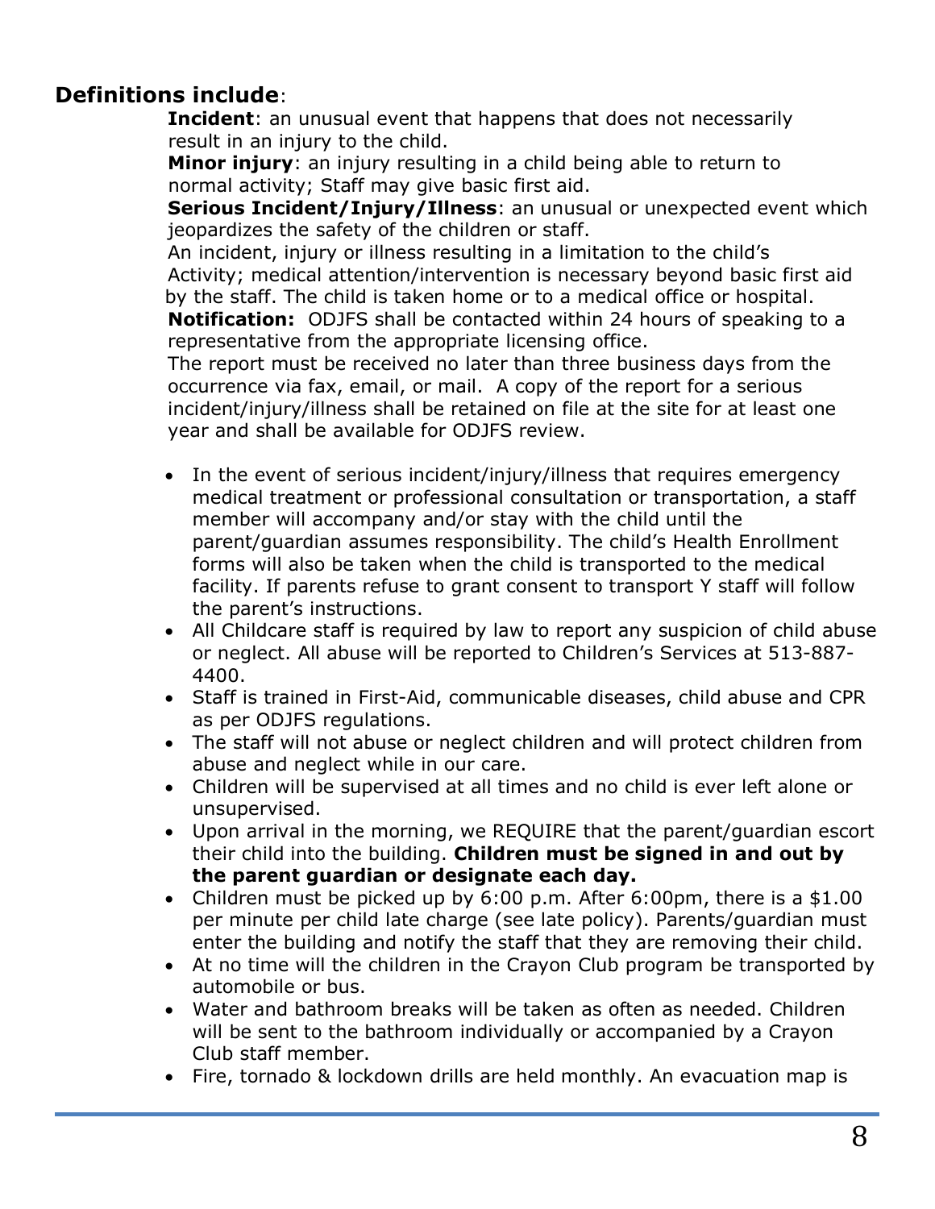**Definitions include**:

**Incident**: an unusual event that happens that does not necessarily result in an injury to the child.

**Minor injury**: an injury resulting in a child being able to return to normal activity; Staff may give basic first aid.

**Serious Incident/Injury/Illness**: an unusual or unexpected event which jeopardizes the safety of the children or staff.

An incident, injury or illness resulting in a limitation to the child's Activity; medical attention/intervention is necessary beyond basic first aid by the staff. The child is taken home or to a medical office or hospital.

**Notification:** ODJFS shall be contacted within 24 hours of speaking to a representative from the appropriate licensing office.

The report must be received no later than three business days from the occurrence via fax, email, or mail. A copy of the report for a serious incident/injury/illness shall be retained on file at the site for at least one year and shall be available for ODJFS review.

- In the event of serious incident/injury/illness that requires emergency medical treatment or professional consultation or transportation, a staff member will accompany and/or stay with the child until the parent/guardian assumes responsibility. The child's Health Enrollment forms will also be taken when the child is transported to the medical facility. If parents refuse to grant consent to transport Y staff will follow the parent's instructions.
- All Childcare staff is required by law to report any suspicion of child abuse or neglect. All abuse will be reported to Children's Services at 513-887-4400.
- Staff is trained in First-Aid, communicable diseases, child abuse and CPR as per ODJFS regulations.
- The staff will not abuse or neglect children and will protect children from abuse and neglect while in our care.
- Children will be supervised at all times and no child is ever left alone or unsupervised.
- Upon arrival in the morning, we REQUIRE that the parent/guardian escort their child into the building. **Children must be signed in and out by the parent guardian or designate each day.**
- Children must be picked up by 6:00 p.m. After 6:00pm, there is a $1.00 per minute per child late charge (see late policy). Parents/guardian must enter the building and notify the staff that they are removing their child.
- At no time will the children in the Crayon Club program be transported by automobile or bus.
- Water and bathroom breaks will be taken as often as needed. Children will be sent to the bathroom individually or accompanied by a Crayon Club staff member.
- Fire, tornado & lockdown drills are held monthly. An evacuation map is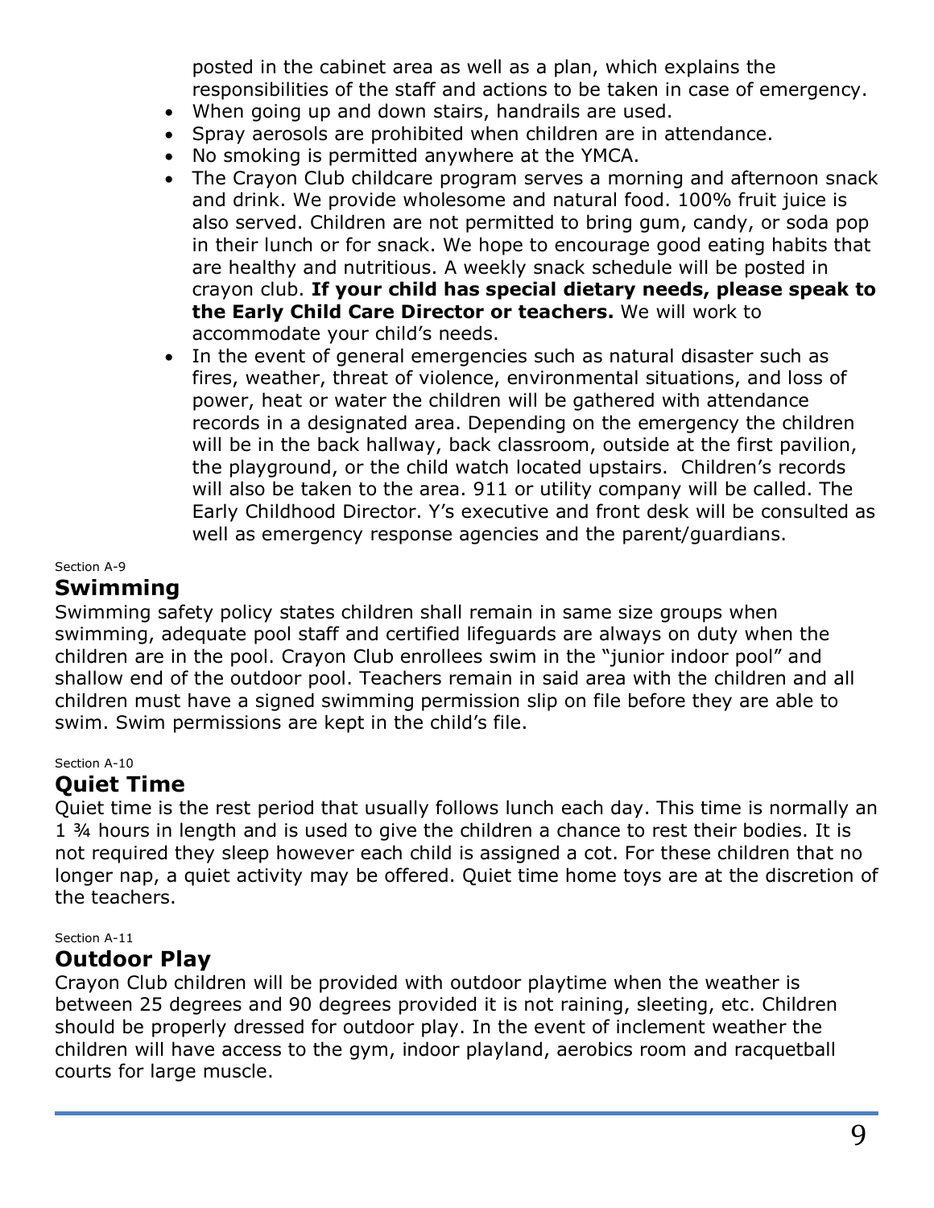posted in the cabinet area as well as a plan, which explains the responsibilities of the staff and actions to be taken in case of emergency.

- When going up and down stairs, handrails are used.
- Spray aerosols are prohibited when children are in attendance.
- No smoking is permitted anywhere at the YMCA.
- The Crayon Club childcare program serves a morning and afternoon snack and drink. We provide wholesome and natural food. 100% fruit juice is also served. Children are not permitted to bring gum, candy, or soda pop in their lunch or for snack. We hope to encourage good eating habits that are healthy and nutritious. A weekly snack schedule will be posted in crayon club. **If your child has special dietary needs, please speak to the Early Child Care Director or teachers.** We will work to accommodate your child's needs.
- In the event of general emergencies such as natural disaster such as fires, weather, threat of violence, environmental situations, and loss of power, heat or water the children will be gathered with attendance records in a designated area. Depending on the emergency the children will be in the back hallway, back classroom, outside at the first pavilion, the playground, or the child watch located upstairs. Children's records will also be taken to the area. 911 or utility company will be called. The Early Childhood Director. Y's executive and front desk will be consulted as well as emergency response agencies and the parent/guardians.

Section A-9

## Swimming

Swimming safety policy states children shall remain in same size groups when swimming, adequate pool staff and certified lifeguards are always on duty when the children are in the pool. Crayon Club enrollees swim in the "junior indoor pool" and shallow end of the outdoor pool. Teachers remain in said area with the children and all children must have a signed swimming permission slip on file before they are able to swim. Swim permissions are kept in the child's file.

Section A-10

## Quiet Time

Quiet time is the rest period that usually follows lunch each day. This time is normally an 1 ¾ hours in length and is used to give the children a chance to rest their bodies. It is not required they sleep however each child is assigned a cot. For these children that no longer nap, a quiet activity may be offered. Quiet time home toys are at the discretion of the teachers.

Section A-11

## Outdoor Play

Crayon Club children will be provided with outdoor playtime when the weather is between 25 degrees and 90 degrees provided it is not raining, sleeting, etc. Children should be properly dressed for outdoor play. In the event of inclement weather the children will have access to the gym, indoor playland, aerobics room and racquetball courts for large muscle.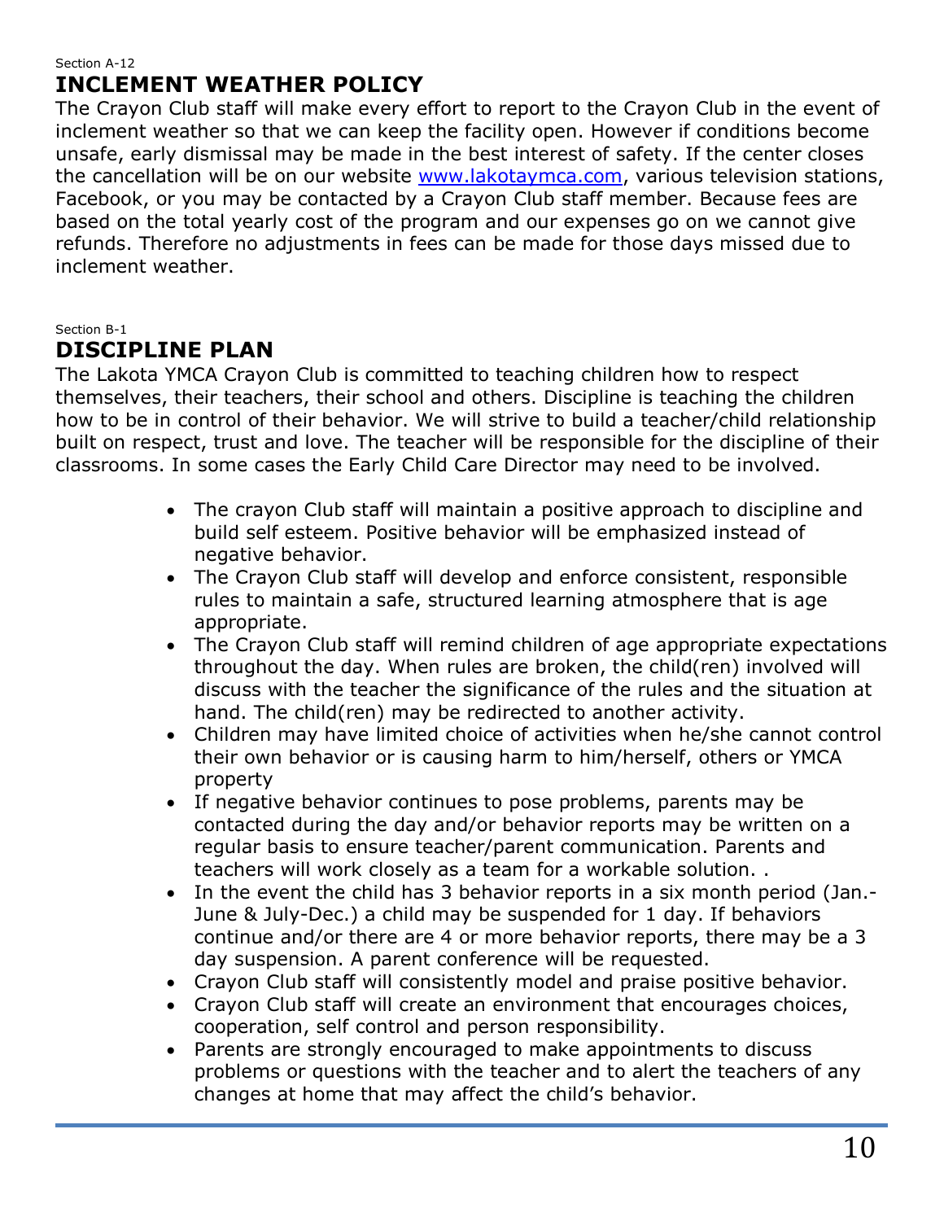Section A-12

## INCLEMENT WEATHER POLICY

The Crayon Club staff will make every effort to report to the Crayon Club in the event of inclement weather so that we can keep the facility open. However if conditions become unsafe, early dismissal may be made in the best interest of safety. If the center closes the cancellation will be on our website [www.lakotaymca.com](http://www.lakotaymca.com), various television stations, Facebook, or you may be contacted by a Crayon Club staff member. Because fees are based on the total yearly cost of the program and our expenses go on we cannot give refunds. Therefore no adjustments in fees can be made for those days missed due to inclement weather.

Section B-1

## DISCIPLINE PLAN

The Lakota YMCA Crayon Club is committed to teaching children how to respect themselves, their teachers, their school and others. Discipline is teaching the children how to be in control of their behavior. We will strive to build a teacher/child relationship built on respect, trust and love. The teacher will be responsible for the discipline of their classrooms. In some cases the Early Child Care Director may need to be involved.

- The crayon Club staff will maintain a positive approach to discipline and build self esteem. Positive behavior will be emphasized instead of negative behavior.
- The Crayon Club staff will develop and enforce consistent, responsible rules to maintain a safe, structured learning atmosphere that is age appropriate.
- The Crayon Club staff will remind children of age appropriate expectations throughout the day. When rules are broken, the child(ren) involved will discuss with the teacher the significance of the rules and the situation at hand. The child(ren) may be redirected to another activity.
- Children may have limited choice of activities when he/she cannot control their own behavior or is causing harm to him/herself, others or YMCA property
- If negative behavior continues to pose problems, parents may be contacted during the day and/or behavior reports may be written on a regular basis to ensure teacher/parent communication. Parents and teachers will work closely as a team for a workable solution. .
- In the event the child has 3 behavior reports in a six month period (Jan.-June & July-Dec.) a child may be suspended for 1 day. If behaviors continue and/or there are 4 or more behavior reports, there may be a 3 day suspension. A parent conference will be requested.
- Crayon Club staff will consistently model and praise positive behavior.
- Crayon Club staff will create an environment that encourages choices, cooperation, self control and person responsibility.
- Parents are strongly encouraged to make appointments to discuss problems or questions with the teacher and to alert the teachers of any changes at home that may affect the child's behavior.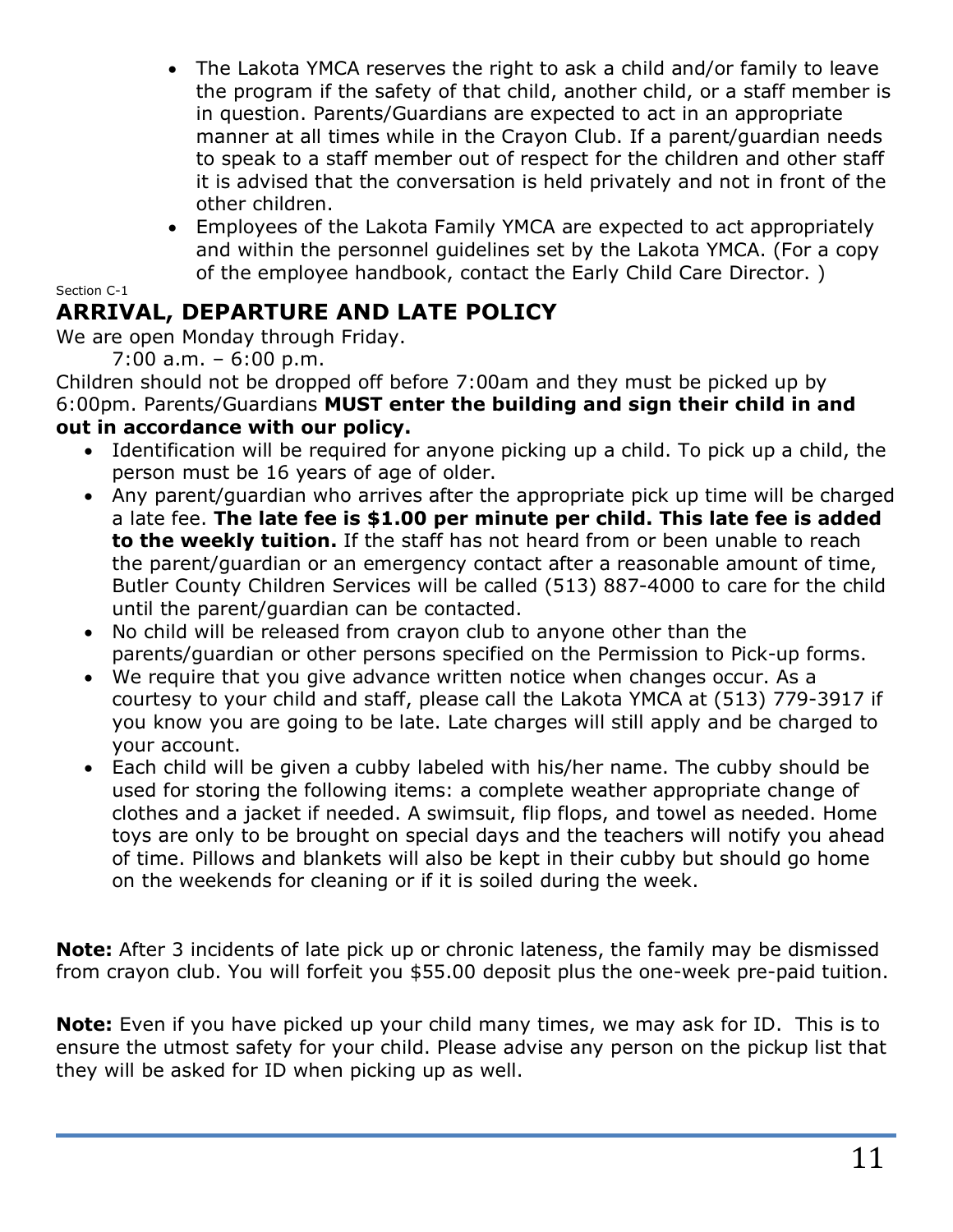- The Lakota YMCA reserves the right to ask a child and/or family to leave the program if the safety of that child, another child, or a staff member is in question. Parents/Guardians are expected to act in an appropriate manner at all times while in the Crayon Club. If a parent/guardian needs to speak to a staff member out of respect for the children and other staff it is advised that the conversation is held privately and not in front of the other children.
- Employees of the Lakota Family YMCA are expected to act appropriately and within the personnel guidelines set by the Lakota YMCA. (For a copy of the employee handbook, contact the Early Child Care Director. )

Section C-1

## ARRIVAL, DEPARTURE AND LATE POLICY

We are open Monday through Friday.

7:00 a.m. – 6:00 p.m.

Children should not be dropped off before 7:00am and they must be picked up by 6:00pm. Parents/Guardians **MUST enter the building and sign their child in and out in accordance with our policy.**

- Identification will be required for anyone picking up a child. To pick up a child, the person must be 16 years of age of older.
- Any parent/guardian who arrives after the appropriate pick up time will be charged a late fee. **The late fee is $1.00 per minute per child. This late fee is added to the weekly tuition.** If the staff has not heard from or been unable to reach the parent/guardian or an emergency contact after a reasonable amount of time, Butler County Children Services will be called (513) 887-4000 to care for the child until the parent/guardian can be contacted.
- No child will be released from crayon club to anyone other than the parents/guardian or other persons specified on the Permission to Pick-up forms.
- We require that you give advance written notice when changes occur. As a courtesy to your child and staff, please call the Lakota YMCA at (513) 779-3917 if you know you are going to be late. Late charges will still apply and be charged to your account.
- Each child will be given a cubby labeled with his/her name. The cubby should be used for storing the following items: a complete weather appropriate change of clothes and a jacket if needed. A swimsuit, flip flops, and towel as needed. Home toys are only to be brought on special days and the teachers will notify you ahead of time. Pillows and blankets will also be kept in their cubby but should go home on the weekends for cleaning or if it is soiled during the week.

**Note:** After 3 incidents of late pick up or chronic lateness, the family may be dismissed from crayon club. You will forfeit you $55.00 deposit plus the one-week pre-paid tuition.

**Note:** Even if you have picked up your child many times, we may ask for ID. This is to ensure the utmost safety for your child. Please advise any person on the pickup list that they will be asked for ID when picking up as well.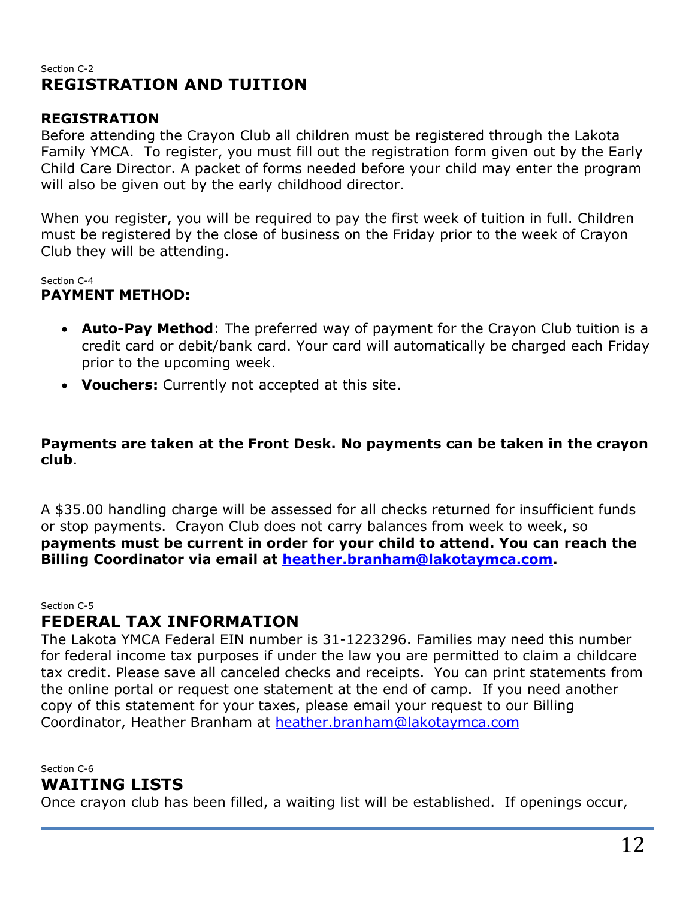Section C-2

## REGISTRATION AND TUITION

### REGISTRATION

Before attending the Crayon Club all children must be registered through the Lakota Family YMCA. To register, you must fill out the registration form given out by the Early Child Care Director. A packet of forms needed before your child may enter the program will also be given out by the early childhood director.

When you register, you will be required to pay the first week of tuition in full. Children must be registered by the close of business on the Friday prior to the week of Crayon Club they will be attending.

Section C-4

### PAYMENT METHOD:

- **Auto-Pay Method**: The preferred way of payment for the Crayon Club tuition is a credit card or debit/bank card. Your card will automatically be charged each Friday prior to the upcoming week.
- **Vouchers:** Currently not accepted at this site.

**Payments are taken at the Front Desk. No payments can be taken in the crayon club**.

A $35.00 handling charge will be assessed for all checks returned for insufficient funds or stop payments. Crayon Club does not carry balances from week to week, so **payments must be current in order for your child to attend. You can reach the Billing Coordinator via email at heather.branham@lakotaymca.com.**

Section C-5

## FEDERAL TAX INFORMATION

The Lakota YMCA Federal EIN number is 31-1223296. Families may need this number for federal income tax purposes if under the law you are permitted to claim a childcare tax credit. Please save all canceled checks and receipts. You can print statements from the online portal or request one statement at the end of camp. If you need another copy of this statement for your taxes, please email your request to our Billing Coordinator, Heather Branham at heather.branham@lakotaymca.com

Section C-6

## WAITING LISTS

Once crayon club has been filled, a waiting list will be established. If openings occur,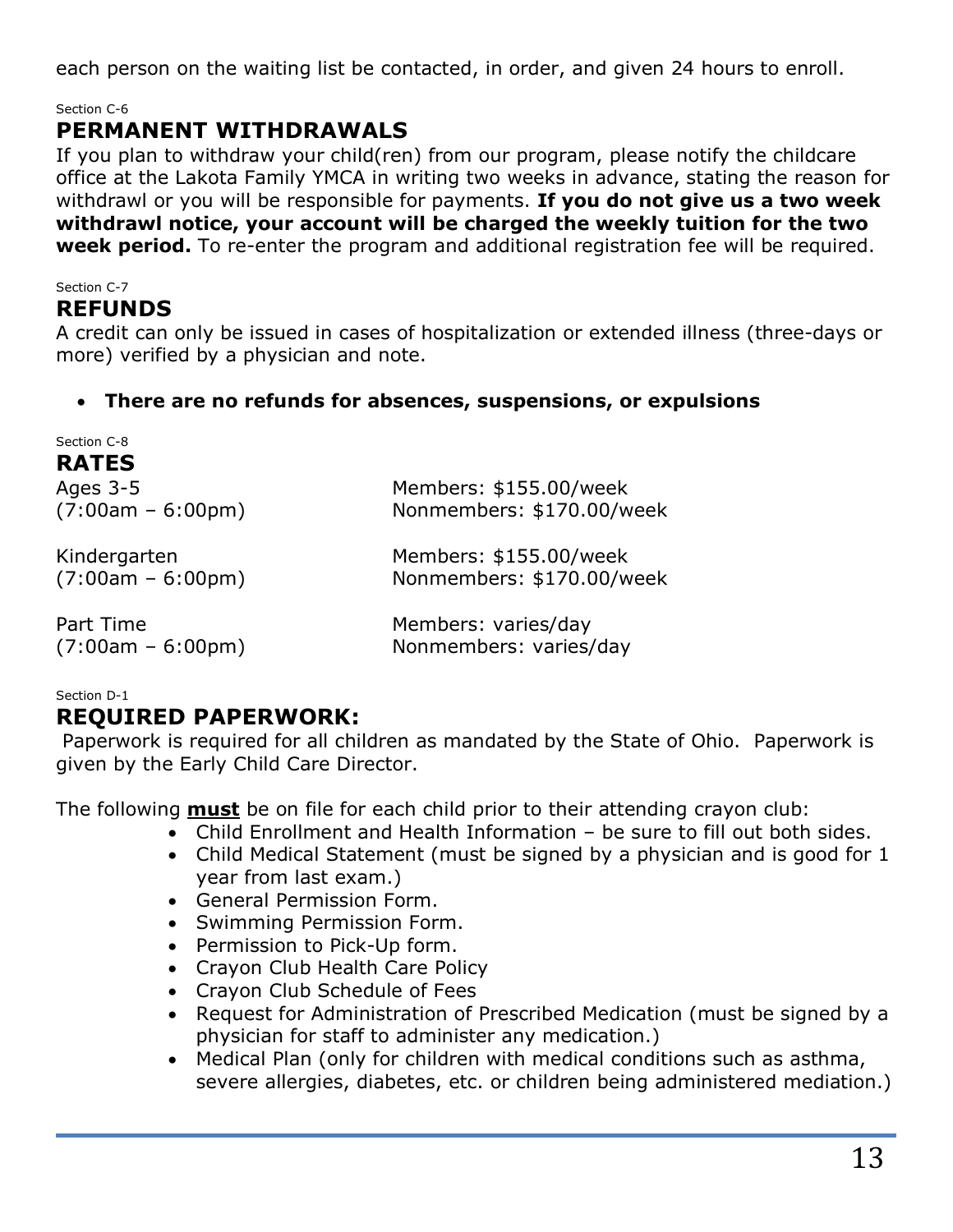each person on the waiting list be contacted, in order, and given 24 hours to enroll.

Section C-6

## PERMANENT WITHDRAWALS

If you plan to withdraw your child(ren) from our program, please notify the childcare office at the Lakota Family YMCA in writing two weeks in advance, stating the reason for withdrawl or you will be responsible for payments. **If you do not give us a two week withdrawl notice, your account will be charged the weekly tuition for the two week period.** To re-enter the program and additional registration fee will be required.

Section C-7

## REFUNDS

A credit can only be issued in cases of hospitalization or extended illness (three-days or more) verified by a physician and note.

- **There are no refunds for absences, suspensions, or expulsions**

Section C-8

## RATES

| | |
|---|---|
| Ages 3-5<br>(7:00am – 6:00pm) | Members: $155.00/week<br>Nonmembers: $170.00/week |
| Kindergarten<br>(7:00am – 6:00pm) | Members: $155.00/week<br>Nonmembers: $170.00/week |
| Part Time<br>(7:00am – 6:00pm) | Members: varies/day<br>Nonmembers: varies/day |

Section D-1

## REQUIRED PAPERWORK:

Paperwork is required for all children as mandated by the State of Ohio. Paperwork is given by the Early Child Care Director.

The following **must** be on file for each child prior to their attending crayon club:

- Child Enrollment and Health Information – be sure to fill out both sides.
- Child Medical Statement (must be signed by a physician and is good for 1 year from last exam.)
- General Permission Form.
- Swimming Permission Form.
- Permission to Pick-Up form.
- Crayon Club Health Care Policy
- Crayon Club Schedule of Fees
- Request for Administration of Prescribed Medication (must be signed by a physician for staff to administer any medication.)
- Medical Plan (only for children with medical conditions such as asthma, severe allergies, diabetes, etc. or children being administered mediation.)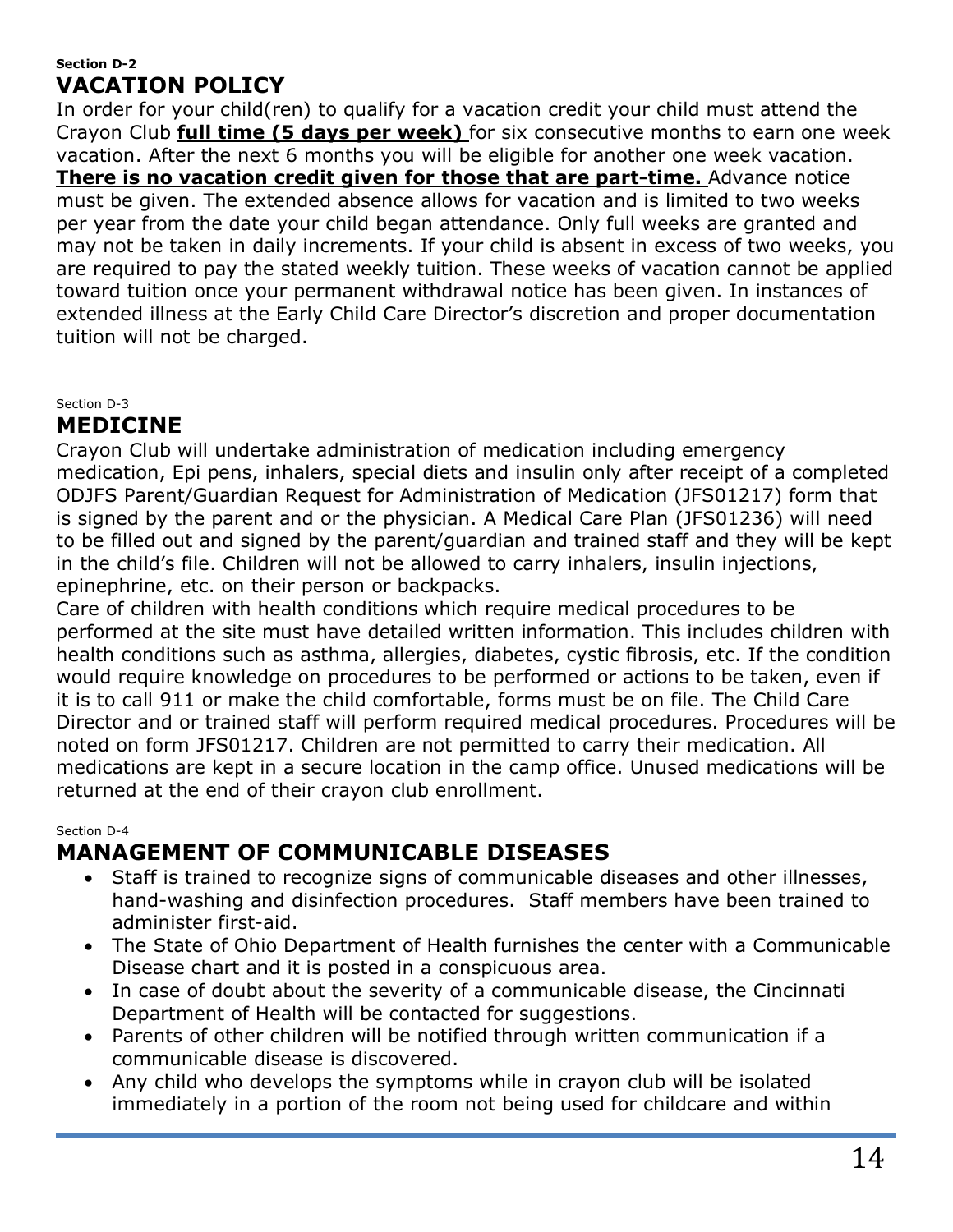Section D-2

## VACATION POLICY

In order for your child(ren) to qualify for a vacation credit your child must attend the Crayon Club **full time (5 days per week)** for six consecutive months to earn one week vacation. After the next 6 months you will be eligible for another one week vacation. **There is no vacation credit given for those that are part-time.** Advance notice must be given. The extended absence allows for vacation and is limited to two weeks per year from the date your child began attendance. Only full weeks are granted and may not be taken in daily increments. If your child is absent in excess of two weeks, you are required to pay the stated weekly tuition. These weeks of vacation cannot be applied toward tuition once your permanent withdrawal notice has been given. In instances of extended illness at the Early Child Care Director's discretion and proper documentation tuition will not be charged.

Section D-3

## MEDICINE

Crayon Club will undertake administration of medication including emergency medication, Epi pens, inhalers, special diets and insulin only after receipt of a completed ODJFS Parent/Guardian Request for Administration of Medication (JFS01217) form that is signed by the parent and or the physician. A Medical Care Plan (JFS01236) will need to be filled out and signed by the parent/guardian and trained staff and they will be kept in the child's file. Children will not be allowed to carry inhalers, insulin injections, epinephrine, etc. on their person or backpacks.

Care of children with health conditions which require medical procedures to be performed at the site must have detailed written information. This includes children with health conditions such as asthma, allergies, diabetes, cystic fibrosis, etc. If the condition would require knowledge on procedures to be performed or actions to be taken, even if it is to call 911 or make the child comfortable, forms must be on file. The Child Care Director and or trained staff will perform required medical procedures. Procedures will be noted on form JFS01217. Children are not permitted to carry their medication. All medications are kept in a secure location in the camp office. Unused medications will be returned at the end of their crayon club enrollment.

Section D-4

## MANAGEMENT OF COMMUNICABLE DISEASES

- Staff is trained to recognize signs of communicable diseases and other illnesses, hand-washing and disinfection procedures. Staff members have been trained to administer first-aid.
- The State of Ohio Department of Health furnishes the center with a Communicable Disease chart and it is posted in a conspicuous area.
- In case of doubt about the severity of a communicable disease, the Cincinnati Department of Health will be contacted for suggestions.
- Parents of other children will be notified through written communication if a communicable disease is discovered.
- Any child who develops the symptoms while in crayon club will be isolated immediately in a portion of the room not being used for childcare and within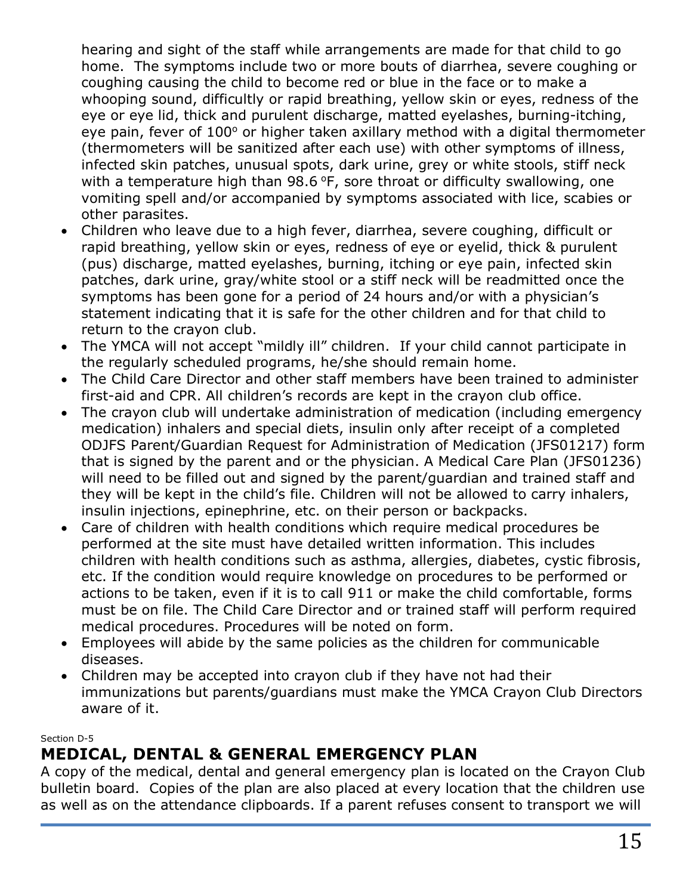hearing and sight of the staff while arrangements are made for that child to go home. The symptoms include two or more bouts of diarrhea, severe coughing or coughing causing the child to become red or blue in the face or to make a whooping sound, difficultly or rapid breathing, yellow skin or eyes, redness of the eye or eye lid, thick and purulent discharge, matted eyelashes, burning-itching, eye pain, fever of 100° or higher taken axillary method with a digital thermometer (thermometers will be sanitized after each use) with other symptoms of illness, infected skin patches, unusual spots, dark urine, grey or white stools, stiff neck with a temperature high than 98.6 °F, sore throat or difficulty swallowing, one vomiting spell and/or accompanied by symptoms associated with lice, scabies or other parasites.

- Children who leave due to a high fever, diarrhea, severe coughing, difficult or rapid breathing, yellow skin or eyes, redness of eye or eyelid, thick & purulent (pus) discharge, matted eyelashes, burning, itching or eye pain, infected skin patches, dark urine, gray/white stool or a stiff neck will be readmitted once the symptoms has been gone for a period of 24 hours and/or with a physician's statement indicating that it is safe for the other children and for that child to return to the crayon club.
- The YMCA will not accept "mildly ill" children. If your child cannot participate in the regularly scheduled programs, he/she should remain home.
- The Child Care Director and other staff members have been trained to administer first-aid and CPR. All children's records are kept in the crayon club office.
- The crayon club will undertake administration of medication (including emergency medication) inhalers and special diets, insulin only after receipt of a completed ODJFS Parent/Guardian Request for Administration of Medication (JFS01217) form that is signed by the parent and or the physician. A Medical Care Plan (JFS01236) will need to be filled out and signed by the parent/guardian and trained staff and they will be kept in the child's file. Children will not be allowed to carry inhalers, insulin injections, epinephrine, etc. on their person or backpacks.
- Care of children with health conditions which require medical procedures be performed at the site must have detailed written information. This includes children with health conditions such as asthma, allergies, diabetes, cystic fibrosis, etc. If the condition would require knowledge on procedures to be performed or actions to be taken, even if it is to call 911 or make the child comfortable, forms must be on file. The Child Care Director and or trained staff will perform required medical procedures. Procedures will be noted on form.
- Employees will abide by the same policies as the children for communicable diseases.
- Children may be accepted into crayon club if they have not had their immunizations but parents/guardians must make the YMCA Crayon Club Directors aware of it.

Section D-5

## MEDICAL, DENTAL & GENERAL EMERGENCY PLAN

A copy of the medical, dental and general emergency plan is located on the Crayon Club bulletin board. Copies of the plan are also placed at every location that the children use as well as on the attendance clipboards. If a parent refuses consent to transport we will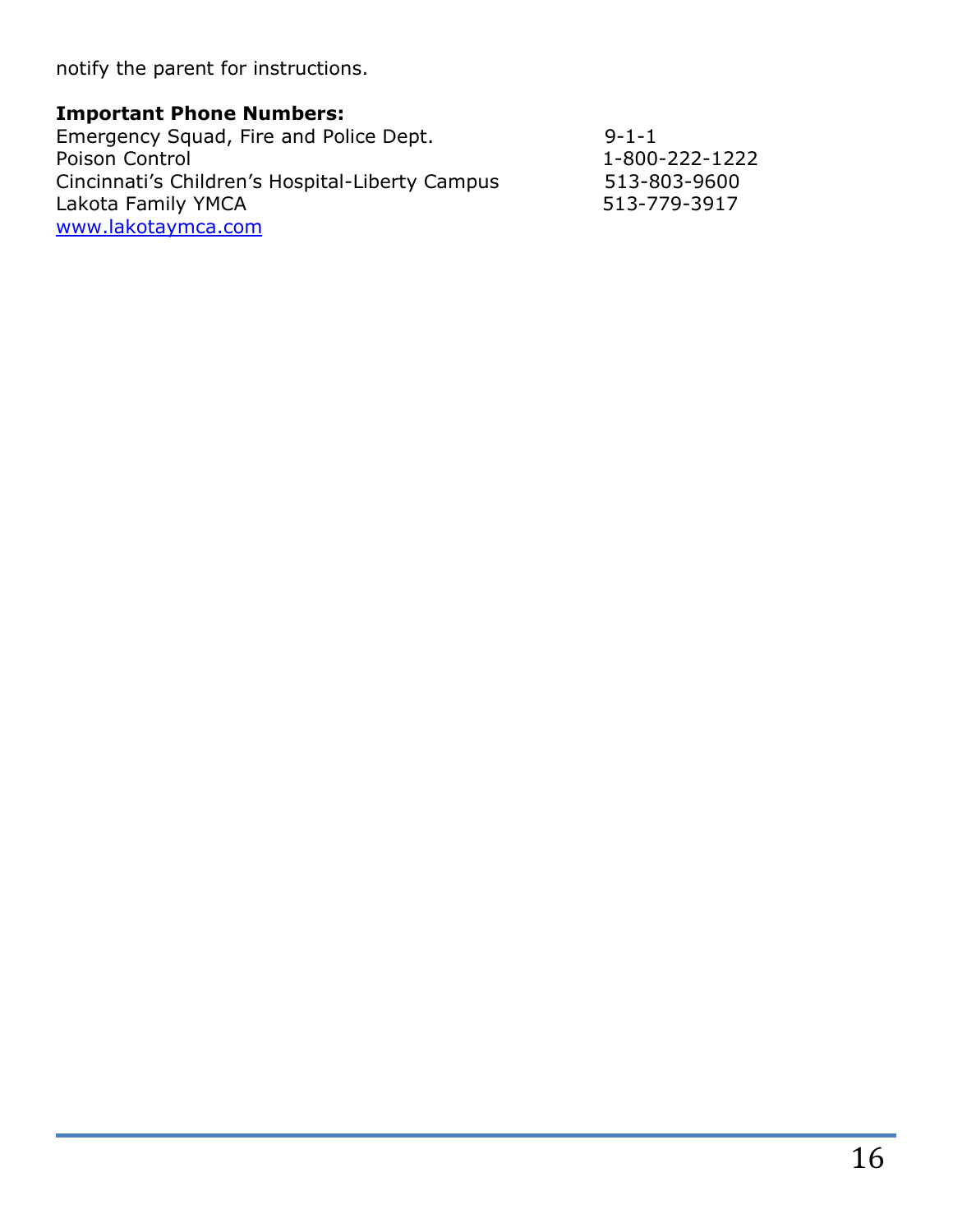notify the parent for instructions.

**Important Phone Numbers:**

| | |
|---|---|
| Emergency Squad, Fire and Police Dept. | 9-1-1 |
| Poison Control | 1-800-222-1222 |
| Cincinnati's Children's Hospital-Liberty Campus | 513-803-9600 |
| Lakota Family YMCA | 513-779-3917 |

www.lakotaymca.com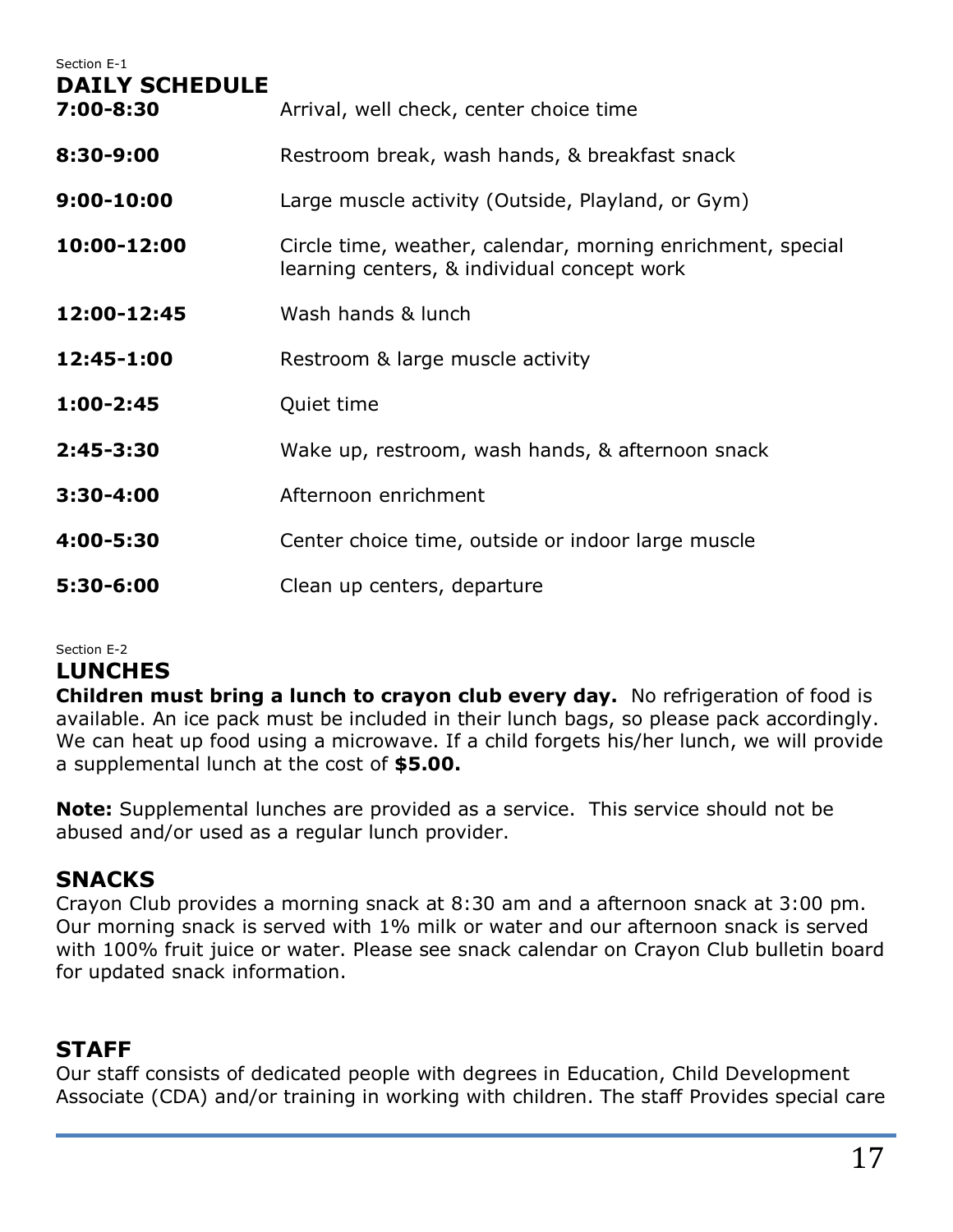Section E-1

## DAILY SCHEDULE

| | |
|---|---|
| **7:00-8:30** | Arrival, well check, center choice time |
| **8:30-9:00** | Restroom break, wash hands, & breakfast snack |
| **9:00-10:00** | Large muscle activity (Outside, Playland, or Gym) |
| **10:00-12:00** | Circle time, weather, calendar, morning enrichment, special learning centers, & individual concept work |
| **12:00-12:45** | Wash hands & lunch |
| **12:45-1:00** | Restroom & large muscle activity |
| **1:00-2:45** | Quiet time |
| **2:45-3:30** | Wake up, restroom, wash hands, & afternoon snack |
| **3:30-4:00** | Afternoon enrichment |
| **4:00-5:30** | Center choice time, outside or indoor large muscle |
| **5:30-6:00** | Clean up centers, departure |

Section E-2

## LUNCHES

**Children must bring a lunch to crayon club every day.** No refrigeration of food is available. An ice pack must be included in their lunch bags, so please pack accordingly. We can heat up food using a microwave. If a child forgets his/her lunch, we will provide a supplemental lunch at the cost of **$5.00.**

**Note:** Supplemental lunches are provided as a service. This service should not be abused and/or used as a regular lunch provider.

## SNACKS

Crayon Club provides a morning snack at 8:30 am and a afternoon snack at 3:00 pm. Our morning snack is served with 1% milk or water and our afternoon snack is served with 100% fruit juice or water. Please see snack calendar on Crayon Club bulletin board for updated snack information.

## STAFF

Our staff consists of dedicated people with degrees in Education, Child Development Associate (CDA) and/or training in working with children. The staff Provides special care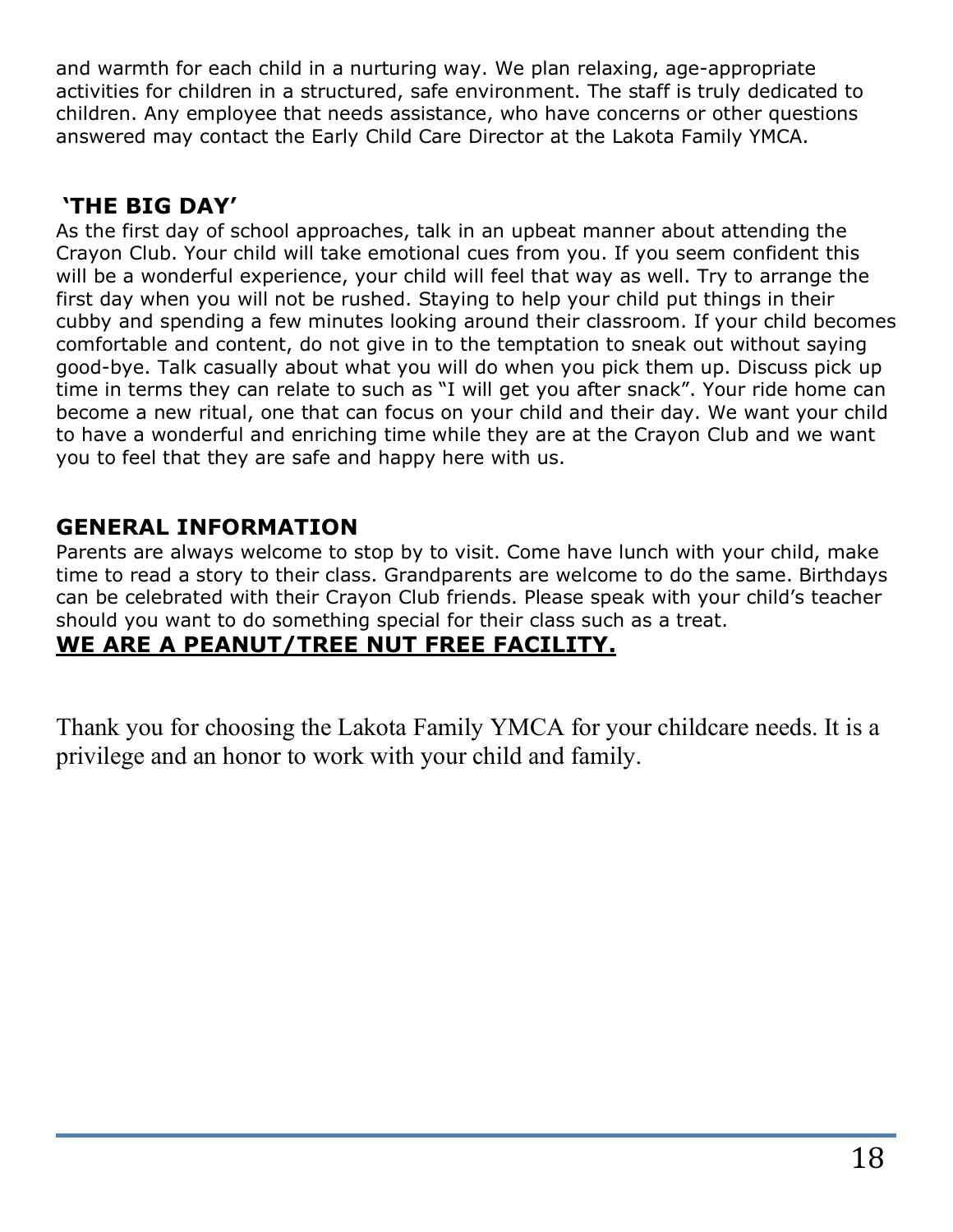and warmth for each child in a nurturing way. We plan relaxing, age-appropriate activities for children in a structured, safe environment. The staff is truly dedicated to children. Any employee that needs assistance, who have concerns or other questions answered may contact the Early Child Care Director at the Lakota Family YMCA.

## 'THE BIG DAY'

As the first day of school approaches, talk in an upbeat manner about attending the Crayon Club. Your child will take emotional cues from you. If you seem confident this will be a wonderful experience, your child will feel that way as well. Try to arrange the first day when you will not be rushed. Staying to help your child put things in their cubby and spending a few minutes looking around their classroom. If your child becomes comfortable and content, do not give in to the temptation to sneak out without saying good-bye. Talk casually about what you will do when you pick them up. Discuss pick up time in terms they can relate to such as "I will get you after snack". Your ride home can become a new ritual, one that can focus on your child and their day. We want your child to have a wonderful and enriching time while they are at the Crayon Club and we want you to feel that they are safe and happy here with us.

## GENERAL INFORMATION

Parents are always welcome to stop by to visit. Come have lunch with your child, make time to read a story to their class. Grandparents are welcome to do the same. Birthdays can be celebrated with their Crayon Club friends. Please speak with your child's teacher should you want to do something special for their class such as a treat.

**WE ARE A PEANUT/TREE NUT FREE FACILITY.**

Thank you for choosing the Lakota Family YMCA for your childcare needs. It is a privilege and an honor to work with your child and family.